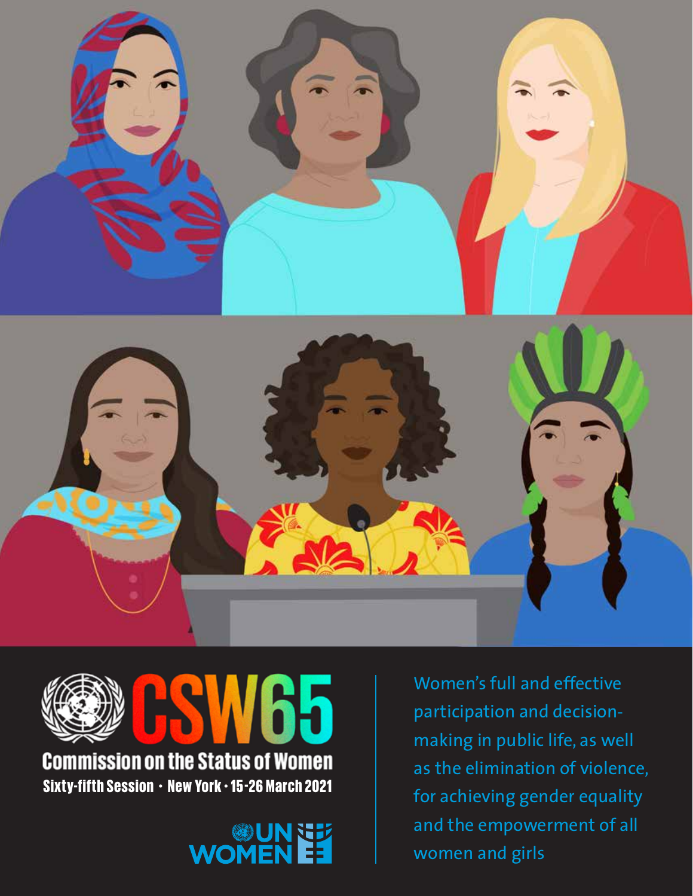# CSW65

**Commission on the Status of Women**

Sixty-fifth Session · New York · 15-26 March 2021

UN WOMEN

Women's full and effective participation and decision-making in public life, as well as the elimination of violence, for achieving gender equality and the empowerment of all women and girls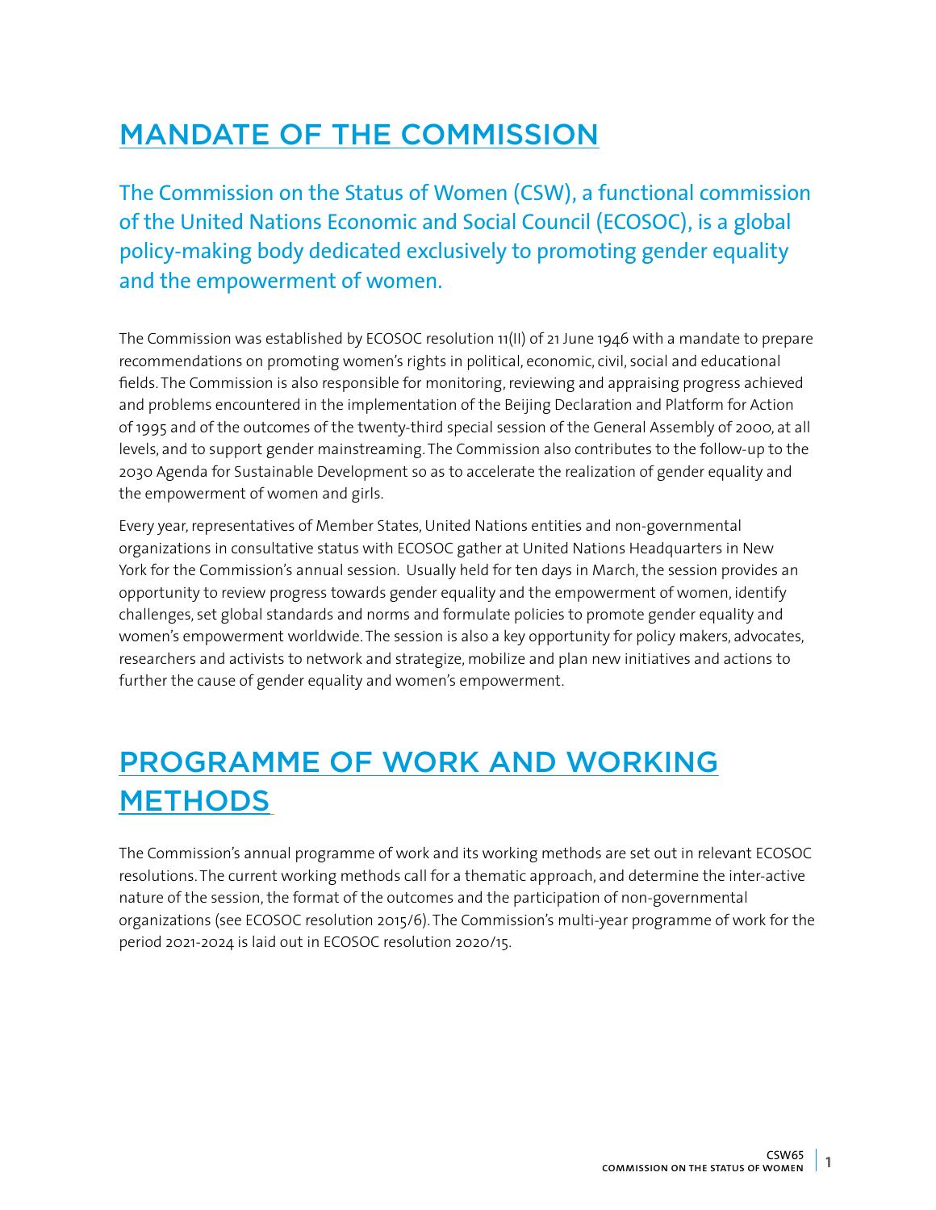# MANDATE OF THE COMMISSION

The Commission on the Status of Women (CSW), a functional commission of the United Nations Economic and Social Council (ECOSOC), is a global policy-making body dedicated exclusively to promoting gender equality and the empowerment of women.

The Commission was established by ECOSOC resolution 11(II) of 21 June 1946 with a mandate to prepare recommendations on promoting women's rights in political, economic, civil, social and educational fields. The Commission is also responsible for monitoring, reviewing and appraising progress achieved and problems encountered in the implementation of the Beijing Declaration and Platform for Action of 1995 and of the outcomes of the twenty-third special session of the General Assembly of 2000, at all levels, and to support gender mainstreaming. The Commission also contributes to the follow-up to the 2030 Agenda for Sustainable Development so as to accelerate the realization of gender equality and the empowerment of women and girls.

Every year, representatives of Member States, United Nations entities and non-governmental organizations in consultative status with ECOSOC gather at United Nations Headquarters in New York for the Commission's annual session. Usually held for ten days in March, the session provides an opportunity to review progress towards gender equality and the empowerment of women, identify challenges, set global standards and norms and formulate policies to promote gender equality and women's empowerment worldwide. The session is also a key opportunity for policy makers, advocates, researchers and activists to network and strategize, mobilize and plan new initiatives and actions to further the cause of gender equality and women's empowerment.

# PROGRAMME OF WORK AND WORKING METHODS

The Commission's annual programme of work and its working methods are set out in relevant ECOSOC resolutions. The current working methods call for a thematic approach, and determine the inter-active nature of the session, the format of the outcomes and the participation of non-governmental organizations (see ECOSOC resolution 2015/6). The Commission's multi-year programme of work for the period 2021-2024 is laid out in ECOSOC resolution 2020/15.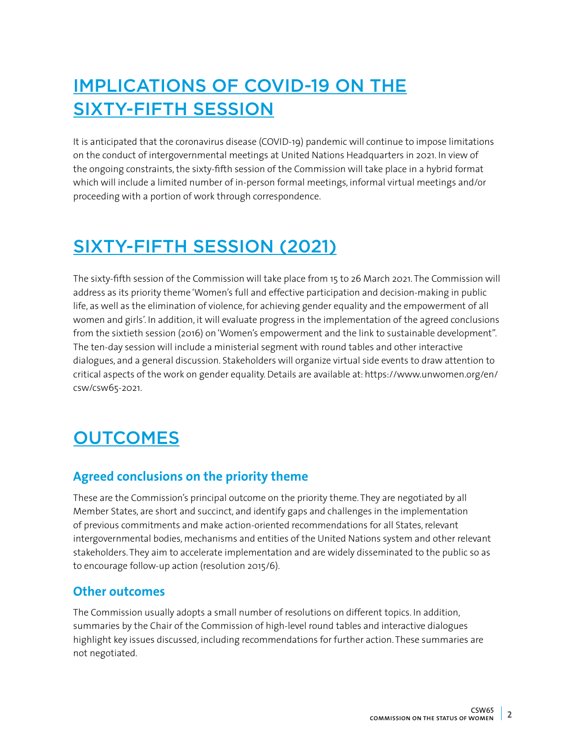# IMPLICATIONS OF COVID-19 ON THE SIXTY-FIFTH SESSION

It is anticipated that the coronavirus disease (COVID-19) pandemic will continue to impose limitations on the conduct of intergovernmental meetings at United Nations Headquarters in 2021. In view of the ongoing constraints, the sixty-fifth session of the Commission will take place in a hybrid format which will include a limited number of in-person formal meetings, informal virtual meetings and/or proceeding with a portion of work through correspondence.

# SIXTY-FIFTH SESSION (2021)

The sixty-fifth session of the Commission will take place from 15 to 26 March 2021. The Commission will address as its priority theme 'Women's full and effective participation and decision-making in public life, as well as the elimination of violence, for achieving gender equality and the empowerment of all women and girls'. In addition, it will evaluate progress in the implementation of the agreed conclusions from the sixtieth session (2016) on 'Women's empowerment and the link to sustainable development". The ten-day session will include a ministerial segment with round tables and other interactive dialogues, and a general discussion. Stakeholders will organize virtual side events to draw attention to critical aspects of the work on gender equality. Details are available at: https://www.unwomen.org/en/csw/csw65-2021.

# OUTCOMES

## Agreed conclusions on the priority theme

These are the Commission's principal outcome on the priority theme. They are negotiated by all Member States, are short and succinct, and identify gaps and challenges in the implementation of previous commitments and make action-oriented recommendations for all States, relevant intergovernmental bodies, mechanisms and entities of the United Nations system and other relevant stakeholders. They aim to accelerate implementation and are widely disseminated to the public so as to encourage follow-up action (resolution 2015/6).

## Other outcomes

The Commission usually adopts a small number of resolutions on different topics. In addition, summaries by the Chair of the Commission of high-level round tables and interactive dialogues highlight key issues discussed, including recommendations for further action. These summaries are not negotiated.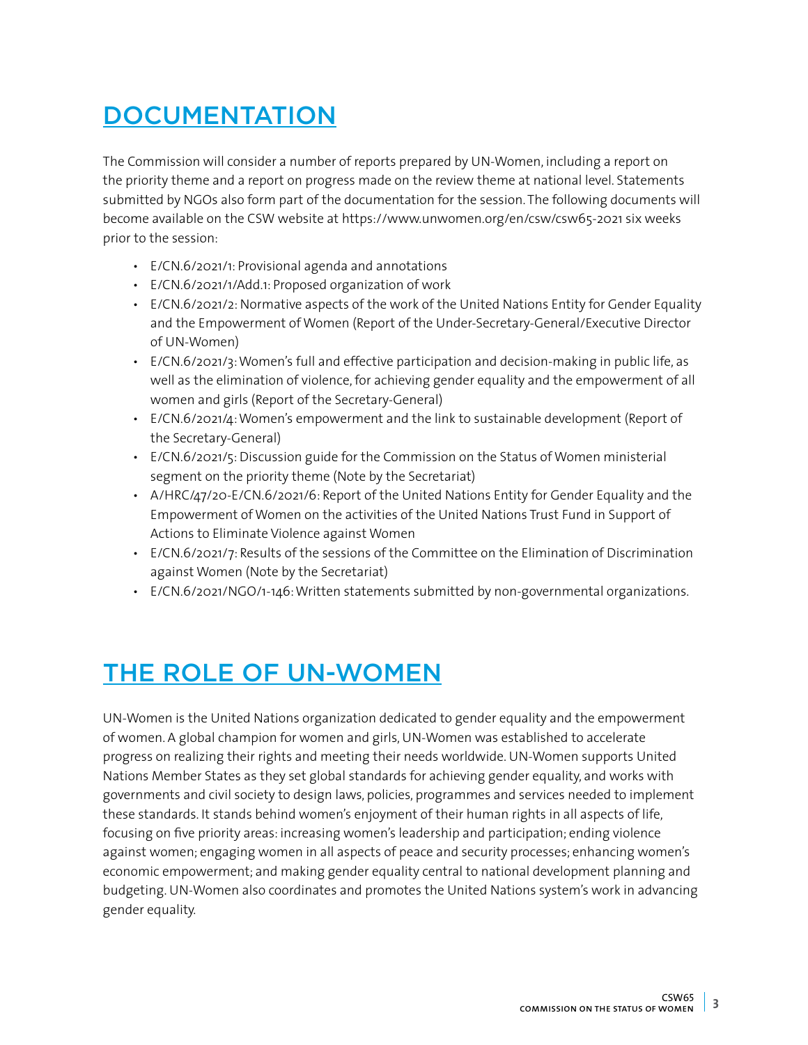## DOCUMENTATION

The Commission will consider a number of reports prepared by UN-Women, including a report on the priority theme and a report on progress made on the review theme at national level. Statements submitted by NGOs also form part of the documentation for the session. The following documents will become available on the CSW website at https://www.unwomen.org/en/csw/csw65-2021 six weeks prior to the session:

- E/CN.6/2021/1: Provisional agenda and annotations
- E/CN.6/2021/1/Add.1: Proposed organization of work
- E/CN.6/2021/2: Normative aspects of the work of the United Nations Entity for Gender Equality and the Empowerment of Women (Report of the Under-Secretary-General/Executive Director of UN-Women)
- E/CN.6/2021/3: Women's full and effective participation and decision-making in public life, as well as the elimination of violence, for achieving gender equality and the empowerment of all women and girls (Report of the Secretary-General)
- E/CN.6/2021/4: Women's empowerment and the link to sustainable development (Report of the Secretary-General)
- E/CN.6/2021/5: Discussion guide for the Commission on the Status of Women ministerial segment on the priority theme (Note by the Secretariat)
- A/HRC/47/20-E/CN.6/2021/6: Report of the United Nations Entity for Gender Equality and the Empowerment of Women on the activities of the United Nations Trust Fund in Support of Actions to Eliminate Violence against Women
- E/CN.6/2021/7: Results of the sessions of the Committee on the Elimination of Discrimination against Women (Note by the Secretariat)
- E/CN.6/2021/NGO/1-146: Written statements submitted by non-governmental organizations.

## THE ROLE OF UN-WOMEN

UN-Women is the United Nations organization dedicated to gender equality and the empowerment of women. A global champion for women and girls, UN-Women was established to accelerate progress on realizing their rights and meeting their needs worldwide. UN-Women supports United Nations Member States as they set global standards for achieving gender equality, and works with governments and civil society to design laws, policies, programmes and services needed to implement these standards. It stands behind women's enjoyment of their human rights in all aspects of life, focusing on five priority areas: increasing women's leadership and participation; ending violence against women; engaging women in all aspects of peace and security processes; enhancing women's economic empowerment; and making gender equality central to national development planning and budgeting. UN-Women also coordinates and promotes the United Nations system's work in advancing gender equality.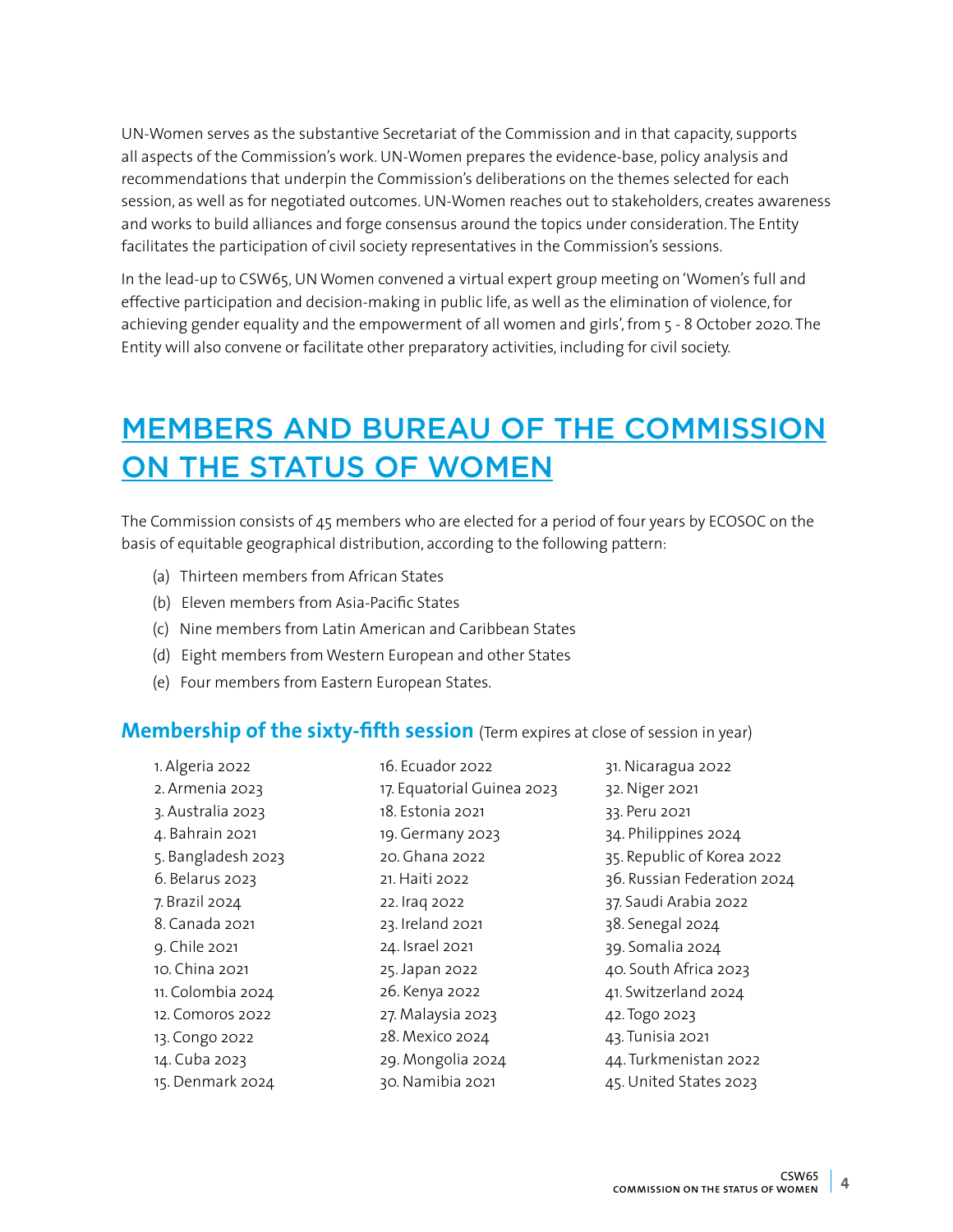UN-Women serves as the substantive Secretariat of the Commission and in that capacity, supports all aspects of the Commission's work. UN-Women prepares the evidence-base, policy analysis and recommendations that underpin the Commission's deliberations on the themes selected for each session, as well as for negotiated outcomes. UN-Women reaches out to stakeholders, creates awareness and works to build alliances and forge consensus around the topics under consideration. The Entity facilitates the participation of civil society representatives in the Commission's sessions.

In the lead-up to CSW65, UN Women convened a virtual expert group meeting on 'Women's full and effective participation and decision-making in public life, as well as the elimination of violence, for achieving gender equality and the empowerment of all women and girls', from 5 - 8 October 2020. The Entity will also convene or facilitate other preparatory activities, including for civil society.

# MEMBERS AND BUREAU OF THE COMMISSION ON THE STATUS OF WOMEN

The Commission consists of 45 members who are elected for a period of four years by ECOSOC on the basis of equitable geographical distribution, according to the following pattern:

(a) Thirteen members from African States

(b) Eleven members from Asia-Pacific States

(c) Nine members from Latin American and Caribbean States

(d) Eight members from Western European and other States

(e) Four members from Eastern European States.

## Membership of the sixty-fifth session (Term expires at close of session in year)

1. Algeria 2022
2. Armenia 2023
3. Australia 2023
4. Bahrain 2021
5. Bangladesh 2023
6. Belarus 2023
7. Brazil 2024
8. Canada 2021
9. Chile 2021
10. China 2021
11. Colombia 2024
12. Comoros 2022
13. Congo 2022
14. Cuba 2023
15. Denmark 2024
16. Ecuador 2022
17. Equatorial Guinea 2023
18. Estonia 2021
19. Germany 2023
20. Ghana 2022
21. Haiti 2022
22. Iraq 2022
23. Ireland 2021
24. Israel 2021
25. Japan 2022
26. Kenya 2022
27. Malaysia 2023
28. Mexico 2024
29. Mongolia 2024
30. Namibia 2021
31. Nicaragua 2022
32. Niger 2021
33. Peru 2021
34. Philippines 2024
35. Republic of Korea 2022
36. Russian Federation 2024
37. Saudi Arabia 2022
38. Senegal 2024
39. Somalia 2024
40. South Africa 2023
41. Switzerland 2024
42. Togo 2023
43. Tunisia 2021
44. Turkmenistan 2022
45. United States 2023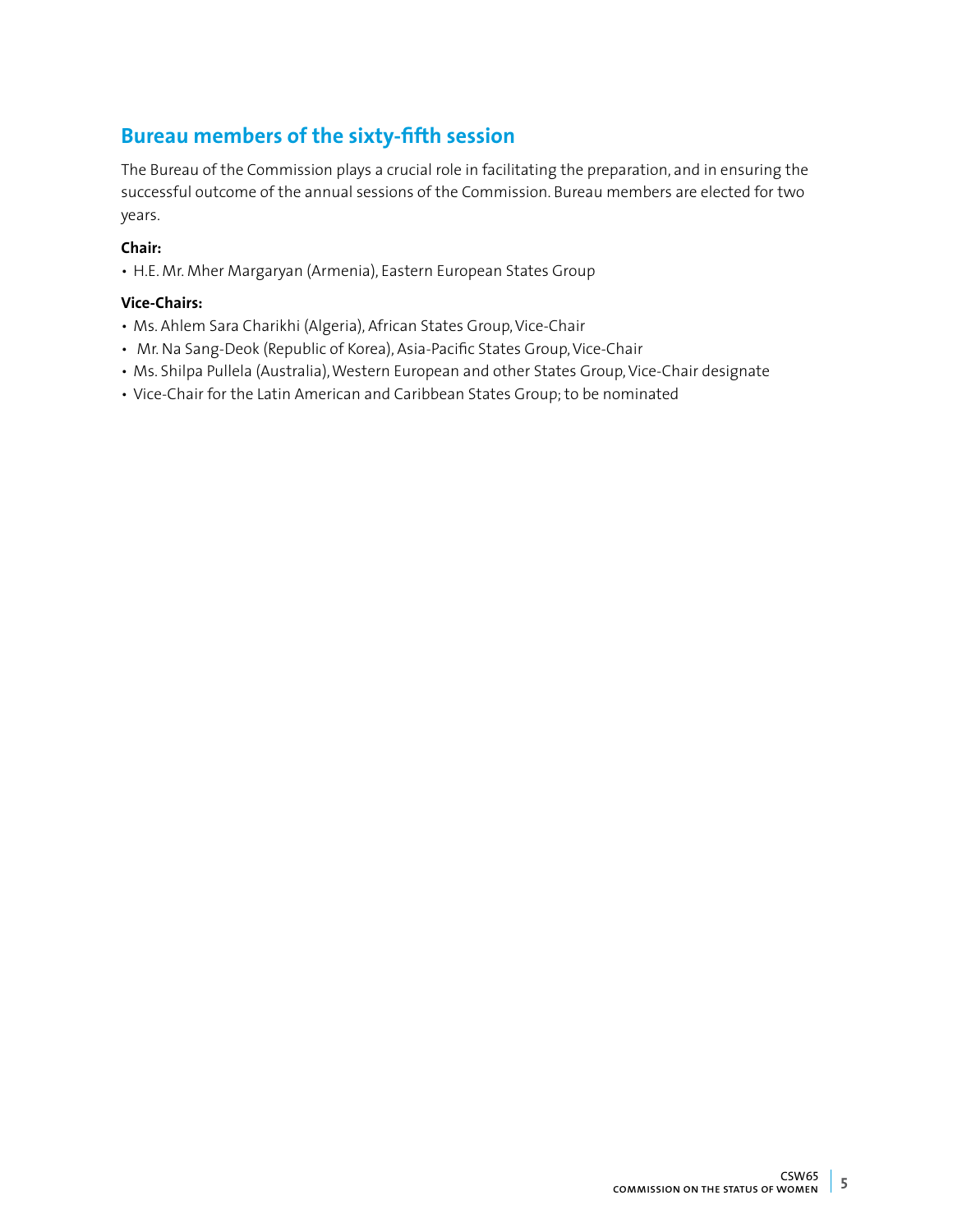## Bureau members of the sixty-fifth session

The Bureau of the Commission plays a crucial role in facilitating the preparation, and in ensuring the successful outcome of the annual sessions of the Commission. Bureau members are elected for two years.

**Chair:**

- H.E. Mr. Mher Margaryan (Armenia), Eastern European States Group

**Vice-Chairs:**

- Ms. Ahlem Sara Charikhi (Algeria), African States Group, Vice-Chair
- Mr. Na Sang-Deok (Republic of Korea), Asia-Pacific States Group, Vice-Chair
- Ms. Shilpa Pullela (Australia), Western European and other States Group, Vice-Chair designate
- Vice-Chair for the Latin American and Caribbean States Group; to be nominated